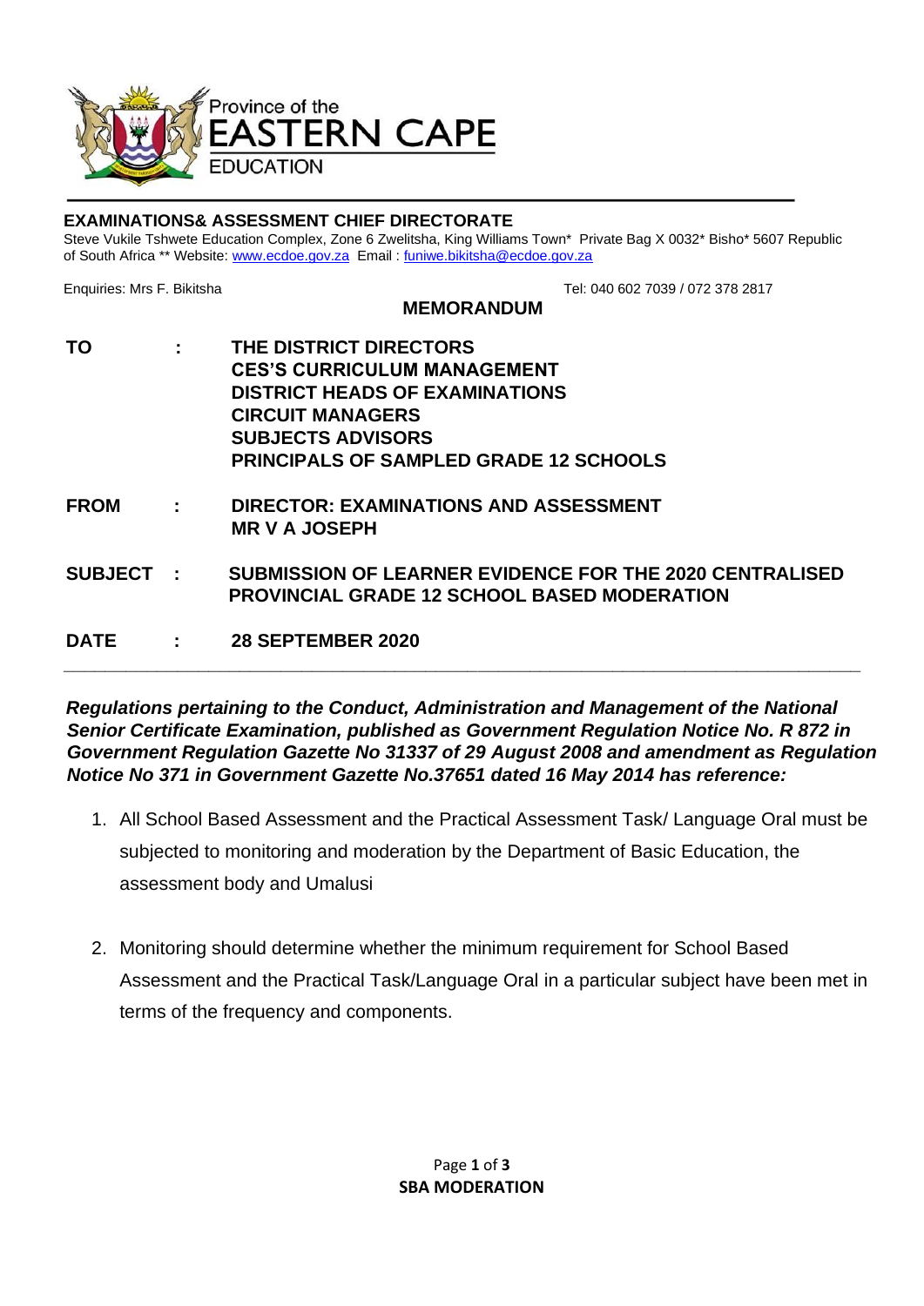Province of the
EASTERN CAPE
EDUCATION

**EXAMINATIONS& ASSESSMENT CHIEF DIRECTORATE**
Steve Vukile Tshwete Education Complex, Zone 6 Zwelitsha, King Williams Town* Private Bag X 0032* Bisho* 5607 Republic of South Africa ** Website: www.ecdoe.gov.za Email : funiwe.bikitsha@ecdoe.gov.za

Enquiries: Mrs F. Bikitsha Tel: 040 602 7039 / 072 378 2817

## MEMORANDUM

| | | |
|---|---|---|
| **TO** | **:** | **THE DISTRICT DIRECTORS**<br>**CES'S CURRICULUM MANAGEMENT**<br>**DISTRICT HEADS OF EXAMINATIONS**<br>**CIRCUIT MANAGERS**<br>**SUBJECTS ADVISORS**<br>**PRINCIPALS OF SAMPLED GRADE 12 SCHOOLS** |
| **FROM** | **:** | **DIRECTOR: EXAMINATIONS AND ASSESSMENT**<br>**MR V A JOSEPH** |
| **SUBJECT** | **:** | **SUBMISSION OF LEARNER EVIDENCE FOR THE 2020 CENTRALISED PROVINCIAL GRADE 12 SCHOOL BASED MODERATION** |
| **DATE** | **:** | **28 SEPTEMBER 2020** |

---

***Regulations pertaining to the Conduct, Administration and Management of the National Senior Certificate Examination, published as Government Regulation Notice No. R 872 in Government Regulation Gazette No 31337 of 29 August 2008 and amendment as Regulation Notice No 371 in Government Gazette No.37651 dated 16 May 2014 has reference:***

1. All School Based Assessment and the Practical Assessment Task/ Language Oral must be subjected to monitoring and moderation by the Department of Basic Education, the assessment body and Umalusi

2. Monitoring should determine whether the minimum requirement for School Based Assessment and the Practical Task/Language Oral in a particular subject have been met in terms of the frequency and components.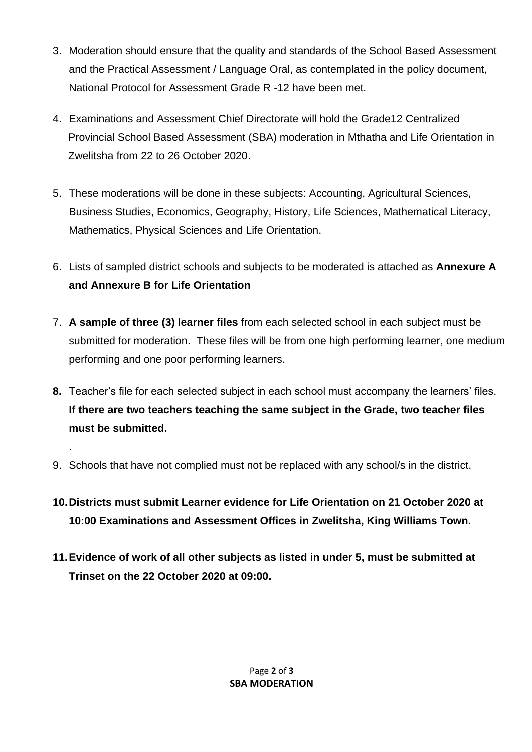3. Moderation should ensure that the quality and standards of the School Based Assessment and the Practical Assessment / Language Oral, as contemplated in the policy document, National Protocol for Assessment Grade R -12 have been met.

4. Examinations and Assessment Chief Directorate will hold the Grade12 Centralized Provincial School Based Assessment (SBA) moderation in Mthatha and Life Orientation in Zwelitsha from 22 to 26 October 2020.

5. These moderations will be done in these subjects: Accounting, Agricultural Sciences, Business Studies, Economics, Geography, History, Life Sciences, Mathematical Literacy, Mathematics, Physical Sciences and Life Orientation.

6. Lists of sampled district schools and subjects to be moderated is attached as **Annexure A and Annexure B for Life Orientation**

7. **A sample of three (3) learner files** from each selected school in each subject must be submitted for moderation. These files will be from one high performing learner, one medium performing and one poor performing learners.

8. Teacher's file for each selected subject in each school must accompany the learners' files. **If there are two teachers teaching the same subject in the Grade, two teacher files must be submitted.**

9. Schools that have not complied must not be replaced with any school/s in the district.

10. **Districts must submit Learner evidence for Life Orientation on 21 October 2020 at 10:00 Examinations and Assessment Offices in Zwelitsha, King Williams Town.**

11. **Evidence of work of all other subjects as listed in under 5, must be submitted at Trinset on the 22 October 2020 at 09:00.**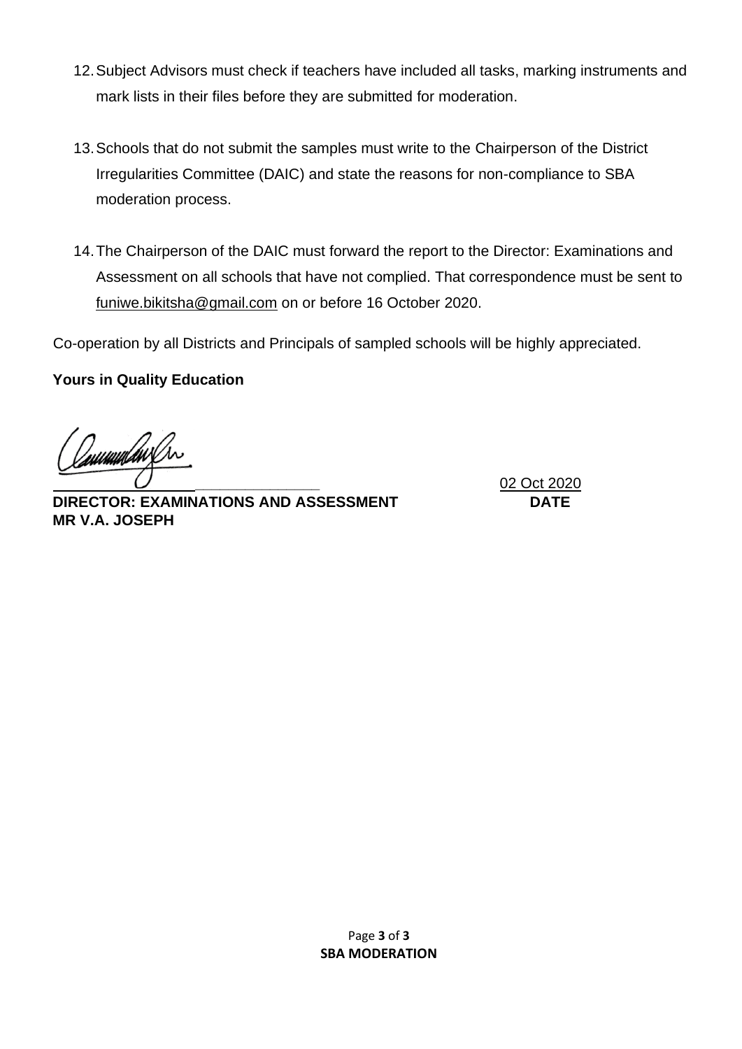12. Subject Advisors must check if teachers have included all tasks, marking instruments and mark lists in their files before they are submitted for moderation.

13. Schools that do not submit the samples must write to the Chairperson of the District Irregularities Committee (DAIC) and state the reasons for non-compliance to SBA moderation process.

14. The Chairperson of the DAIC must forward the report to the Director: Examinations and Assessment on all schools that have not complied. That correspondence must be sent to funiwe.bikitsha@gmail.com on or before 16 October 2020.

Co-operation by all Districts and Principals of sampled schools will be highly appreciated.

**Yours in Quality Education**

02 Oct 2020

**DIRECTOR: EXAMINATIONS AND ASSESSMENT** **DATE**
**MR V.A. JOSEPH**